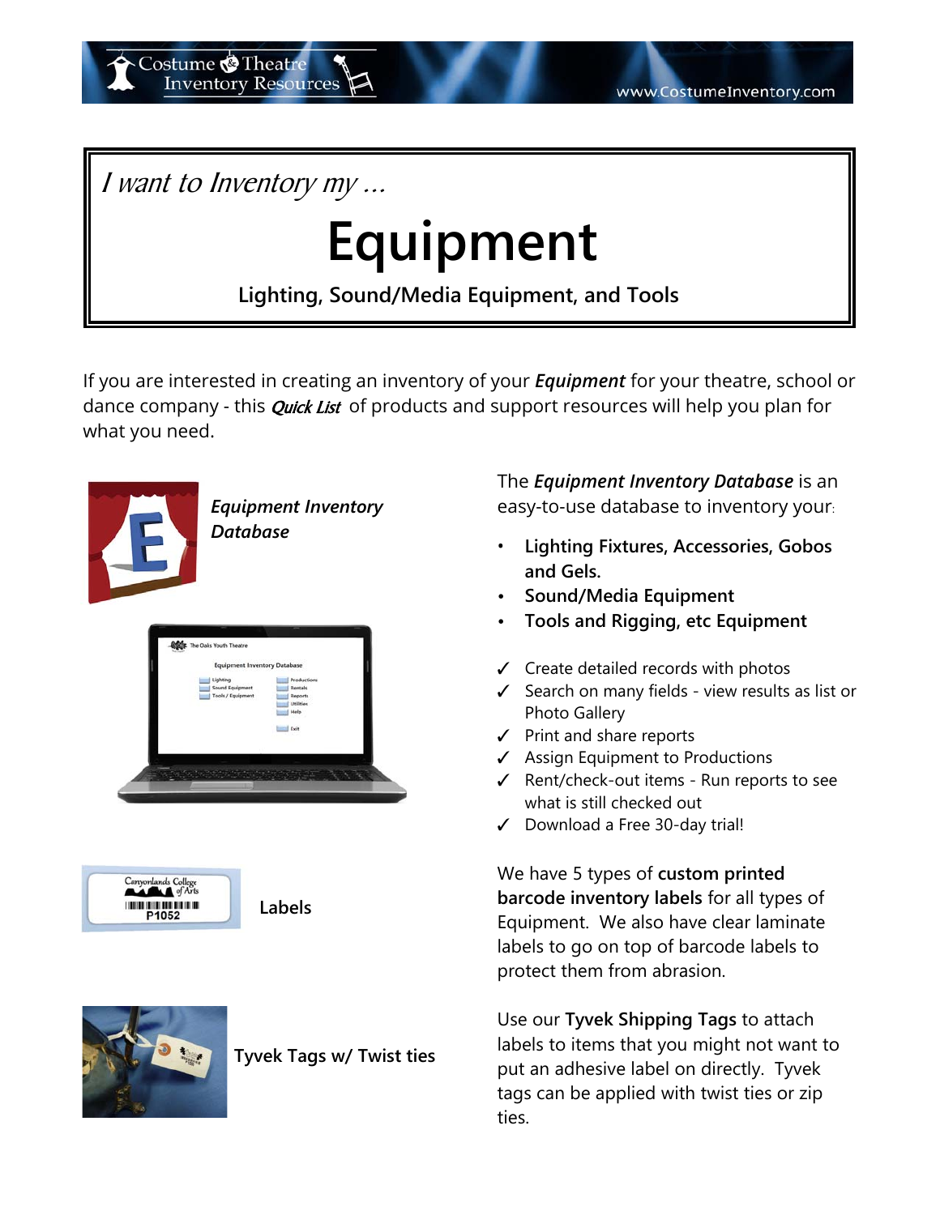*I want to Inventory my ...*

# Equipment

**Lighting, Sound/Media Equipment, and Tools**

If you are interested in creating an inventory of your ***Equipment*** for your theatre, school or dance company - this ***Quick List*** of products and support resources will help you plan for what you need.

***Equipment Inventory Database***

The ***Equipment Inventory Database*** is an easy-to-use database to inventory your:

- **Lighting Fixtures, Accessories, Gobos and Gels.**
- **Sound/Media Equipment**
- **Tools and Rigging, etc Equipment**

✓ Create detailed records with photos
✓ Search on many fields - view results as list or Photo Gallery
✓ Print and share reports
✓ Assign Equipment to Productions
✓ Rent/check-out items - Run reports to see what is still checked out
✓ Download a Free 30-day trial!

**Labels**

We have 5 types of **custom printed barcode inventory labels** for all types of Equipment. We also have clear laminate labels to go on top of barcode labels to protect them from abrasion.

**Tyvek Tags w/ Twist ties**

Use our **Tyvek Shipping Tags** to attach labels to items that you might not want to put an adhesive label on directly. Tyvek tags can be applied with twist ties or zip ties.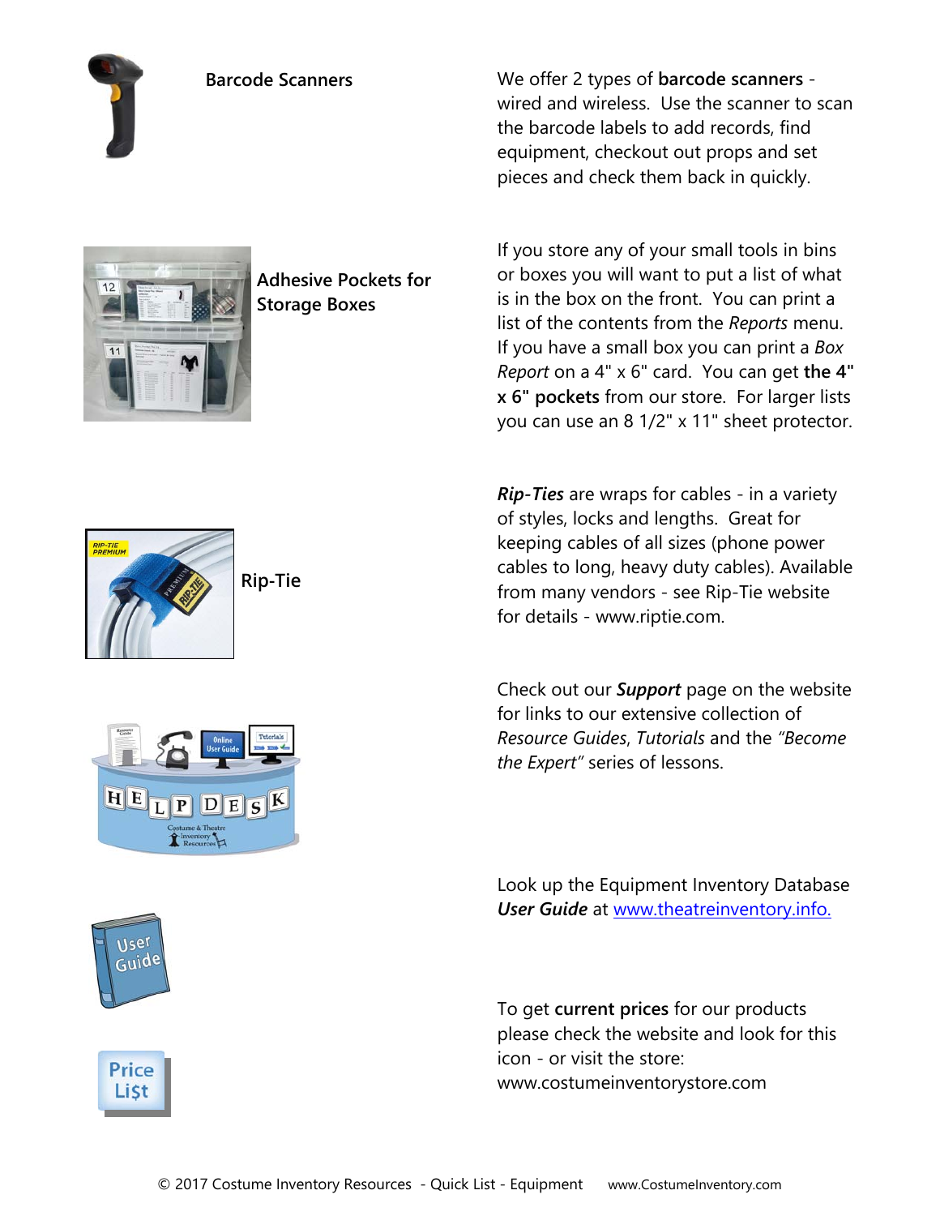**Barcode Scanners**

We offer 2 types of **barcode scanners** - wired and wireless. Use the scanner to scan the barcode labels to add records, find equipment, checkout out props and set pieces and check them back in quickly.

**Adhesive Pockets for Storage Boxes**

If you store any of your small tools in bins or boxes you will want to put a list of what is in the box on the front. You can print a list of the contents from the *Reports* menu. If you have a small box you can print a *Box Report* on a 4" x 6" card. You can get **the 4" x 6" pockets** from our store. For larger lists you can use an 8 1/2" x 11" sheet protector.

**Rip-Tie**

***Rip-Ties*** are wraps for cables - in a variety of styles, locks and lengths. Great for keeping cables of all sizes (phone power cables to long, heavy duty cables). Available from many vendors - see Rip-Tie website for details - www.riptie.com.

Check out our ***Support*** page on the website for links to our extensive collection of *Resource Guides*, *Tutorials* and the *"Become the Expert"* series of lessons.

Look up the Equipment Inventory Database ***User Guide*** at [www.theatreinventory.info.](http://www.theatreinventory.info)

To get **current prices** for our products please check the website and look for this icon - or visit the store: www.costumeinventorystore.com

© 2017 Costume Inventory Resources - Quick List - Equipment www.CostumeInventory.com